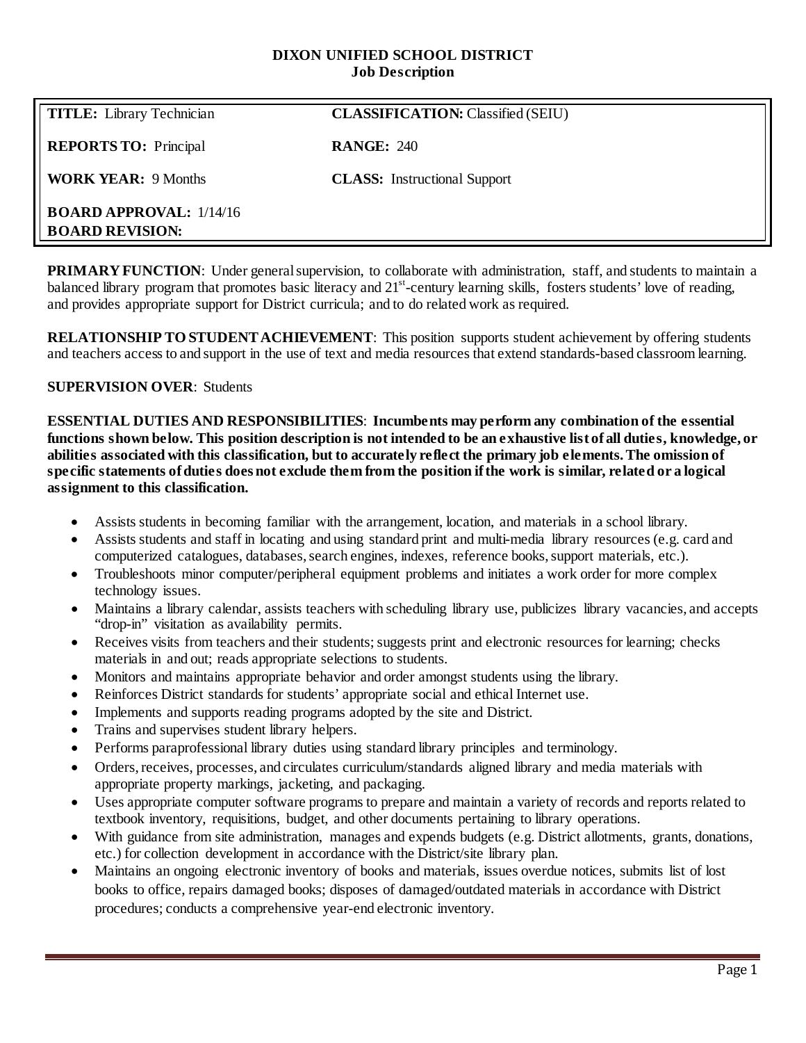# DIXON UNIFIED SCHOOL DISTRICT
## Job Description

| | |
|---|---|
| **TITLE:** Library Technician | **CLASSIFICATION:** Classified (SEIU) |
| **REPORTS TO:** Principal | **RANGE:** 240 |
| **WORK YEAR:** 9 Months | **CLASS:** Instructional Support |
| **BOARD APPROVAL:** 1/14/16<br>**BOARD REVISION:** | |

**PRIMARY FUNCTION**: Under general supervision, to collaborate with administration, staff, and students to maintain a balanced library program that promotes basic literacy and 21st-century learning skills, fosters students' love of reading, and provides appropriate support for District curricula; and to do related work as required.

**RELATIONSHIP TO STUDENT ACHIEVEMENT**: This position supports student achievement by offering students and teachers access to and support in the use of text and media resources that extend standards-based classroom learning.

**SUPERVISION OVER**: Students

**ESSENTIAL DUTIES AND RESPONSIBILITIES**: **Incumbents may perform any combination of the essential functions shown below. This position description is not intended to be an exhaustive list of all duties, knowledge, or abilities associated with this classification, but to accurately reflect the primary job elements. The omission of specific statements of duties does not exclude them from the position if the work is similar, related or a logical assignment to this classification.**

- Assists students in becoming familiar with the arrangement, location, and materials in a school library.
- Assists students and staff in locating and using standard print and multi-media library resources (e.g. card and computerized catalogues, databases, search engines, indexes, reference books, support materials, etc.).
- Troubleshoots minor computer/peripheral equipment problems and initiates a work order for more complex technology issues.
- Maintains a library calendar, assists teachers with scheduling library use, publicizes library vacancies, and accepts "drop-in" visitation as availability permits.
- Receives visits from teachers and their students; suggests print and electronic resources for learning; checks materials in and out; reads appropriate selections to students.
- Monitors and maintains appropriate behavior and order amongst students using the library.
- Reinforces District standards for students' appropriate social and ethical Internet use.
- Implements and supports reading programs adopted by the site and District.
- Trains and supervises student library helpers.
- Performs paraprofessional library duties using standard library principles and terminology.
- Orders, receives, processes, and circulates curriculum/standards aligned library and media materials with appropriate property markings, jacketing, and packaging.
- Uses appropriate computer software programs to prepare and maintain a variety of records and reports related to textbook inventory, requisitions, budget, and other documents pertaining to library operations.
- With guidance from site administration, manages and expends budgets (e.g. District allotments, grants, donations, etc.) for collection development in accordance with the District/site library plan.
- Maintains an ongoing electronic inventory of books and materials, issues overdue notices, submits list of lost books to office, repairs damaged books; disposes of damaged/outdated materials in accordance with District procedures; conducts a comprehensive year-end electronic inventory.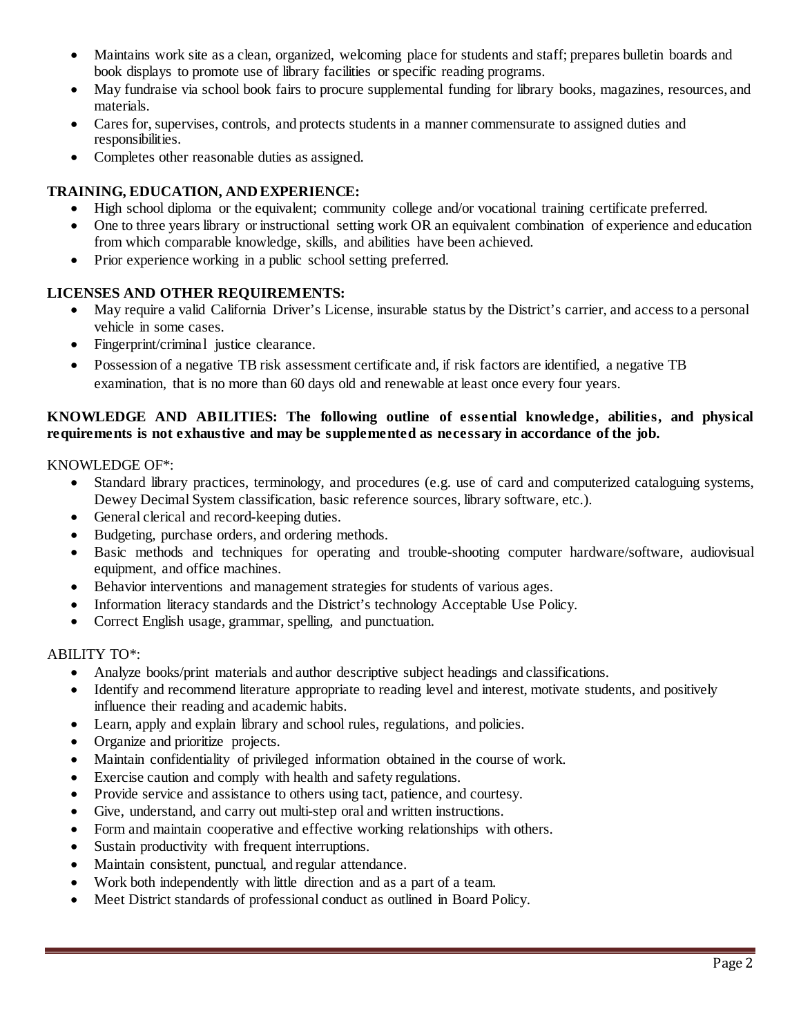- Maintains work site as a clean, organized, welcoming place for students and staff; prepares bulletin boards and book displays to promote use of library facilities or specific reading programs.
- May fundraise via school book fairs to procure supplemental funding for library books, magazines, resources, and materials.
- Cares for, supervises, controls, and protects students in a manner commensurate to assigned duties and responsibilities.
- Completes other reasonable duties as assigned.

**TRAINING, EDUCATION, AND EXPERIENCE:**

- High school diploma or the equivalent; community college and/or vocational training certificate preferred.
- One to three years library or instructional setting work OR an equivalent combination of experience and education from which comparable knowledge, skills, and abilities have been achieved.
- Prior experience working in a public school setting preferred.

**LICENSES AND OTHER REQUIREMENTS:**

- May require a valid California Driver's License, insurable status by the District's carrier, and access to a personal vehicle in some cases.
- Fingerprint/criminal justice clearance.
- Possession of a negative TB risk assessment certificate and, if risk factors are identified, a negative TB examination, that is no more than 60 days old and renewable at least once every four years.

**KNOWLEDGE AND ABILITIES: The following outline of essential knowledge, abilities, and physical requirements is not exhaustive and may be supplemented as necessary in accordance of the job.**

KNOWLEDGE OF*:

- Standard library practices, terminology, and procedures (e.g. use of card and computerized cataloguing systems, Dewey Decimal System classification, basic reference sources, library software, etc.).
- General clerical and record-keeping duties.
- Budgeting, purchase orders, and ordering methods.
- Basic methods and techniques for operating and trouble-shooting computer hardware/software, audiovisual equipment, and office machines.
- Behavior interventions and management strategies for students of various ages.
- Information literacy standards and the District's technology Acceptable Use Policy.
- Correct English usage, grammar, spelling, and punctuation.

ABILITY TO*:

- Analyze books/print materials and author descriptive subject headings and classifications.
- Identify and recommend literature appropriate to reading level and interest, motivate students, and positively influence their reading and academic habits.
- Learn, apply and explain library and school rules, regulations, and policies.
- Organize and prioritize projects.
- Maintain confidentiality of privileged information obtained in the course of work.
- Exercise caution and comply with health and safety regulations.
- Provide service and assistance to others using tact, patience, and courtesy.
- Give, understand, and carry out multi-step oral and written instructions.
- Form and maintain cooperative and effective working relationships with others.
- Sustain productivity with frequent interruptions.
- Maintain consistent, punctual, and regular attendance.
- Work both independently with little direction and as a part of a team.
- Meet District standards of professional conduct as outlined in Board Policy.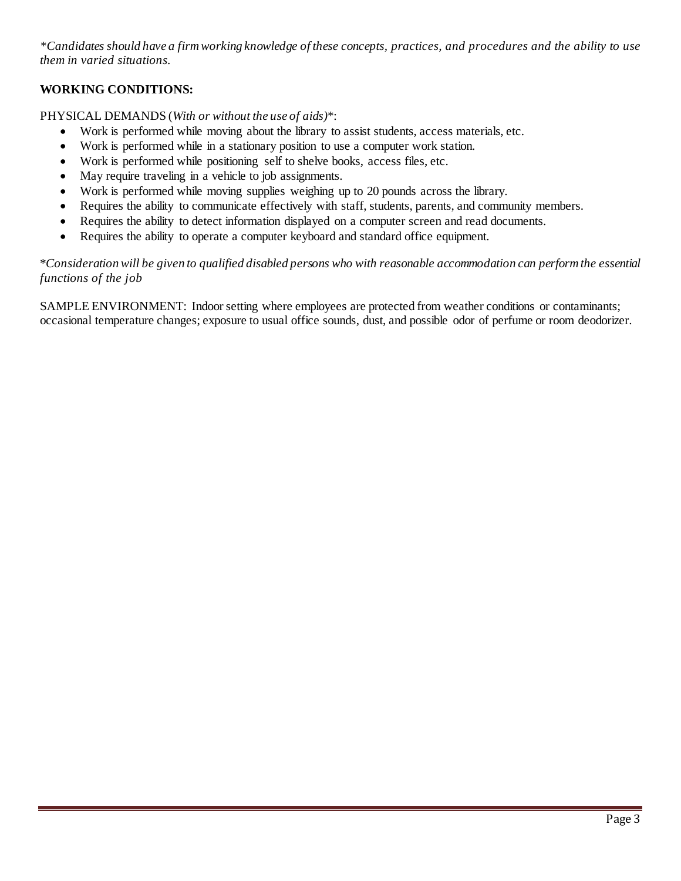*\*Candidates should have a firm working knowledge of these concepts, practices, and procedures and the ability to use them in varied situations.*

**WORKING CONDITIONS:**

PHYSICAL DEMANDS (*With or without the use of aids)*\*:

- Work is performed while moving about the library to assist students, access materials, etc.
- Work is performed while in a stationary position to use a computer work station.
- Work is performed while positioning self to shelve books, access files, etc.
- May require traveling in a vehicle to job assignments.
- Work is performed while moving supplies weighing up to 20 pounds across the library.
- Requires the ability to communicate effectively with staff, students, parents, and community members.
- Requires the ability to detect information displayed on a computer screen and read documents.
- Requires the ability to operate a computer keyboard and standard office equipment.

\**Consideration will be given to qualified disabled persons who with reasonable accommodation can perform the essential functions of the job*

SAMPLE ENVIRONMENT: Indoor setting where employees are protected from weather conditions or contaminants; occasional temperature changes; exposure to usual office sounds, dust, and possible odor of perfume or room deodorizer.